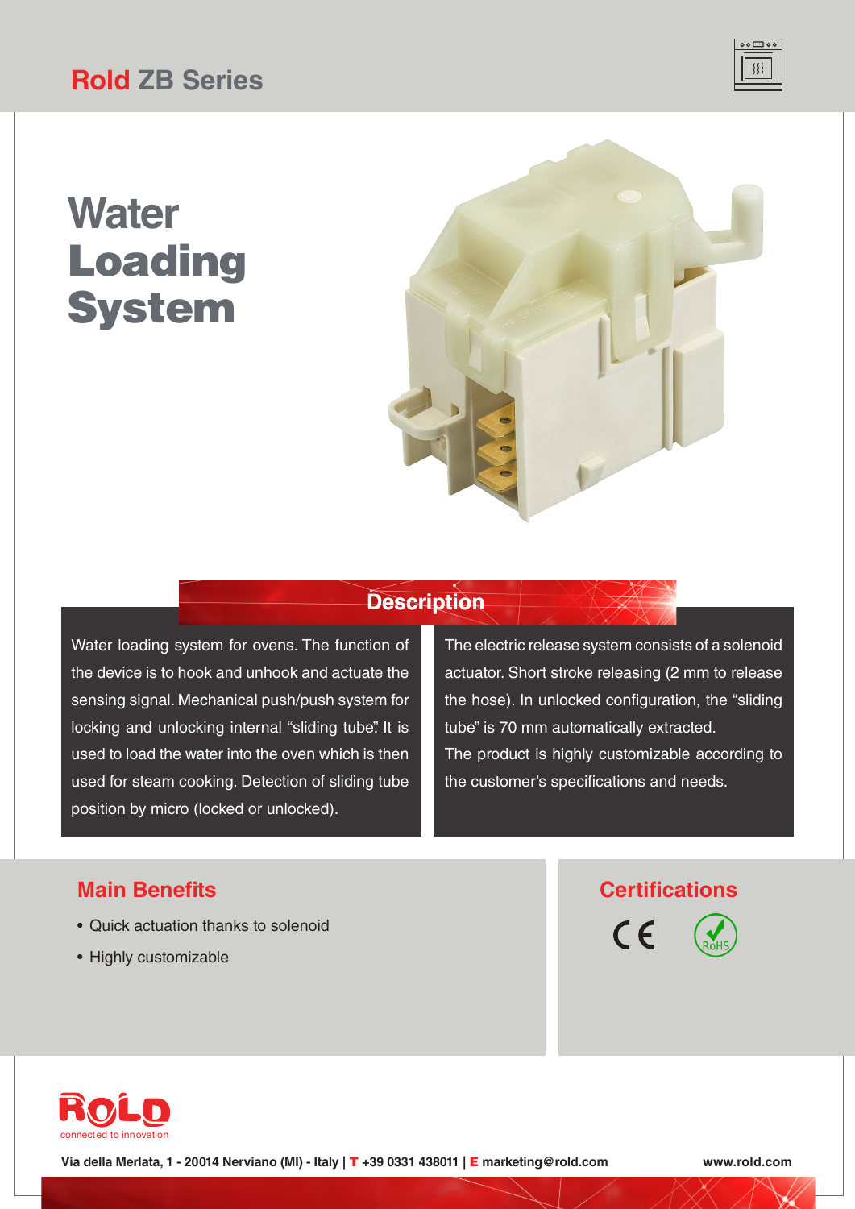# Rold ZB Series

# Water Loading System

## Description

Water loading system for ovens. The function of the device is to hook and unhook and actuate the sensing signal. Mechanical push/push system for locking and unlocking internal “sliding tube”. It is used to load the water into the oven which is then used for steam cooking. Detection of sliding tube position by micro (locked or unlocked).

The electric release system consists of a solenoid actuator. Short stroke releasing (2 mm to release the hose). In unlocked configuration, the “sliding tube” is 70 mm automatically extracted.
The product is highly customizable according to the customer’s specifications and needs.

## Main Benefits

- Quick actuation thanks to solenoid
- Highly customizable

## Certifications

CE RoHS

ROLD
connected to innovation

Via della Merlata, 1 - 20014 Nerviano (MI) - Italy | T +39 0331 438011 | E marketing@rold.com www.rold.com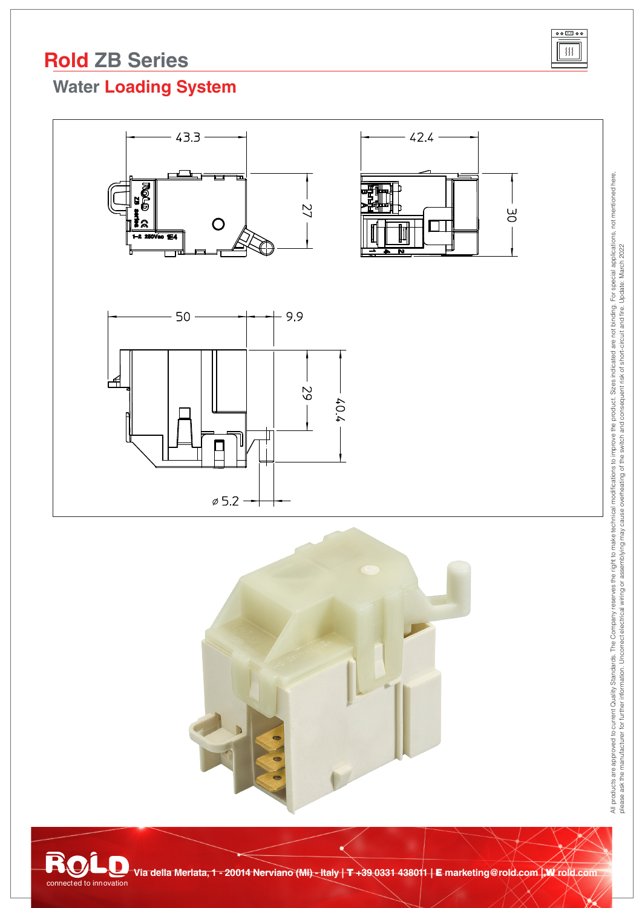# Rold ZB Series

## Water Loading System

43.3

27

42.4

30

50

9.9

29

40.4

ø 5.2

All products are approved to current Quality Standards. The Company reserves the right to make technical modifications to improve the product. Sizes indicated are not binding. For special applications, not mentioned here, please ask the manufacturer for further information. Uncorrect electrical wiring or assemblying may cause overheating of the switch and consequent risk of short-circuit and fire. Update: March 2022

ROLD connected to innovation Via della Merlata, 1 - 20014 Nerviano (MI) - Italy | T +39 0331 438011 | E marketing@rold.com | W rold.com